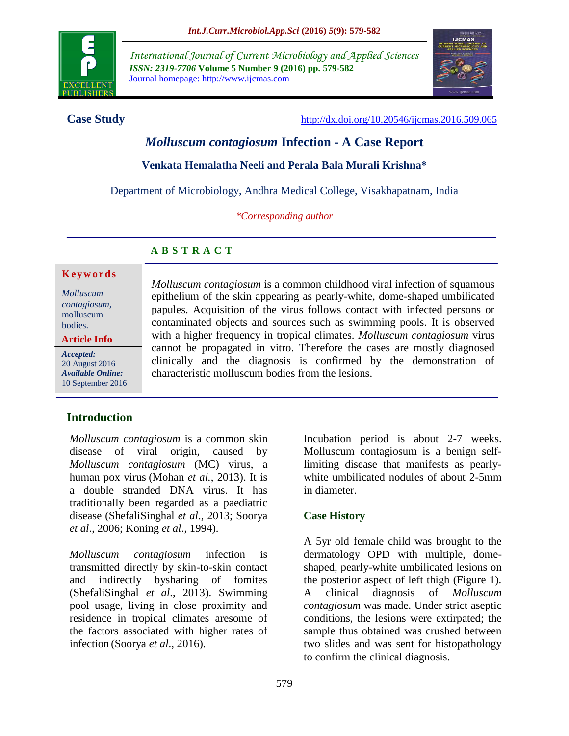**Case Study**

http://dx.doi.org/10.20546/ijcmas.2016.509.065

# *Molluscum contagiosum* Infection - A Case Report

**Venkata Hemalatha Neeli and Perala Bala Murali Krishna***

Department of Microbiology, Andhra Medical College, Visakhapatnam, India

*\*Corresponding author*

## A B S T R A C T

**Keywords**

*Molluscum contagiosum*, molluscum bodies.

**Article Info**

***Accepted:*** 20 August 2016
***Available Online:*** 10 September 2016

*Molluscum contagiosum* is a common childhood viral infection of squamous epithelium of the skin appearing as pearly-white, dome-shaped umbilicated papules. Acquisition of the virus follows contact with infected persons or contaminated objects and sources such as swimming pools. It is observed with a higher frequency in tropical climates. *Molluscum contagiosum* virus cannot be propagated in vitro. Therefore the cases are mostly diagnosed clinically and the diagnosis is confirmed by the demonstration of characteristic molluscum bodies from the lesions.

## Introduction

*Molluscum contagiosum* is a common skin disease of viral origin, caused by *Molluscum contagiosum* (MC) virus, a human pox virus (Mohan *et al.*, 2013). It is a double stranded DNA virus. It has traditionally been regarded as a paediatric disease (ShefaliSinghal *et al*., 2013; Soorya *et al*., 2006; Koning *et al*., 1994).

*Molluscum contagiosum* infection is transmitted directly by skin-to-skin contact and indirectly bysharing of fomites (ShefaliSinghal *et al*., 2013). Swimming pool usage, living in close proximity and residence in tropical climates aresome of the factors associated with higher rates of infection (Soorya *et al*., 2016).

Incubation period is about 2-7 weeks. Molluscum contagiosum is a benign self-limiting disease that manifests as pearly-white umbilicated nodules of about 2-5mm in diameter.

### Case History

A 5yr old female child was brought to the dermatology OPD with multiple, dome-shaped, pearly-white umbilicated lesions on the posterior aspect of left thigh (Figure 1). A clinical diagnosis of *Molluscum contagiosum* was made. Under strict aseptic conditions, the lesions were extirpated; the sample thus obtained was crushed between two slides and was sent for histopathology to confirm the clinical diagnosis.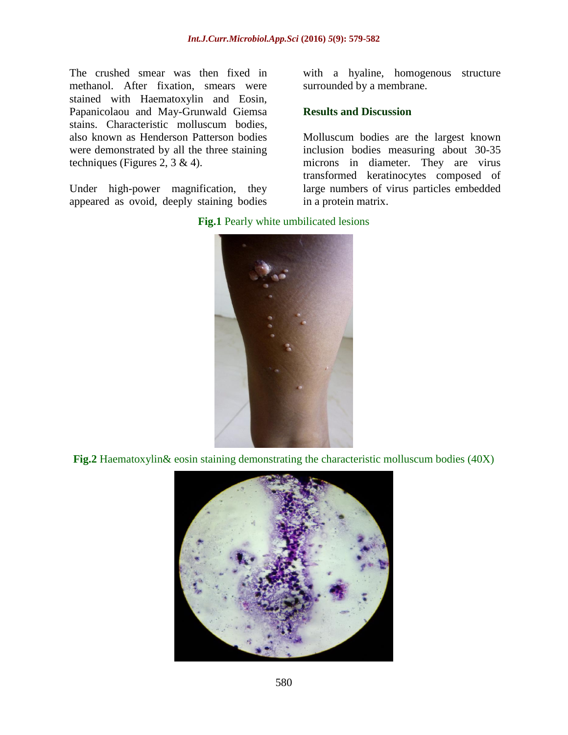The crushed smear was then fixed in methanol. After fixation, smears were stained with Haematoxylin and Eosin, Papanicolaou and May-Grunwald Giemsa stains. Characteristic molluscum bodies, also known as Henderson Patterson bodies were demonstrated by all the three staining techniques (Figures 2, 3 & 4).

Under high-power magnification, they appeared as ovoid, deeply staining bodies with a hyaline, homogenous structure surrounded by a membrane.

## Results and Discussion

Molluscum bodies are the largest known inclusion bodies measuring about 30-35 microns in diameter. They are virus transformed keratinocytes composed of large numbers of virus particles embedded in a protein matrix.

**Fig.1** Pearly white umbilicated lesions

**Fig.2** Haematoxylin& eosin staining demonstrating the characteristic molluscum bodies (40X)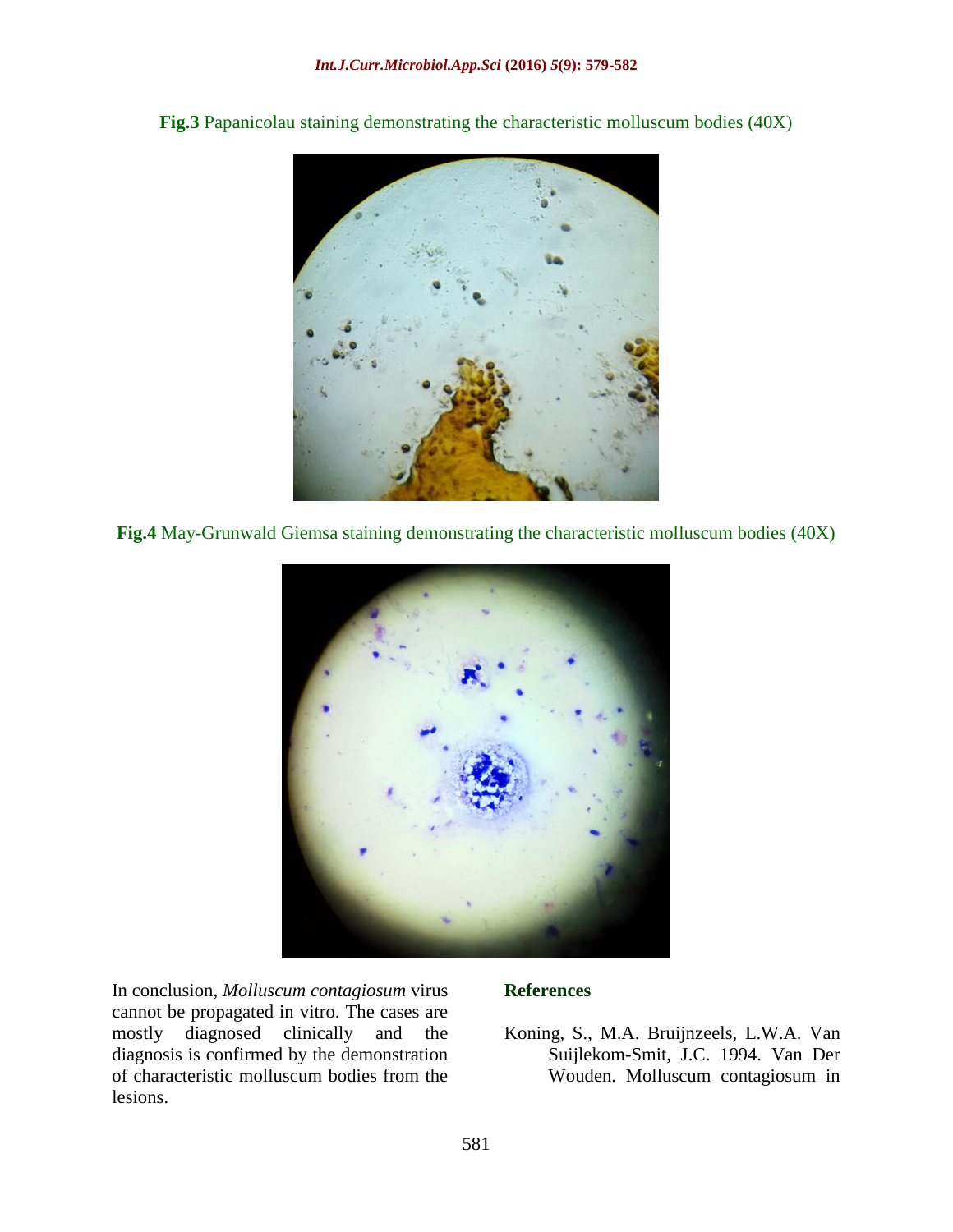**Fig.3** Papanicolau staining demonstrating the characteristic molluscum bodies (40X)

**Fig.4** May-Grunwald Giemsa staining demonstrating the characteristic molluscum bodies (40X)

In conclusion, *Molluscum contagiosum* virus cannot be propagated in vitro. The cases are mostly diagnosed clinically and the diagnosis is confirmed by the demonstration of characteristic molluscum bodies from the lesions.

## References

Koning, S., M.A. Bruijnzeels, L.W.A. Van Suijlekom-Smit, J.C. 1994. Van Der Wouden. Molluscum contagiosum in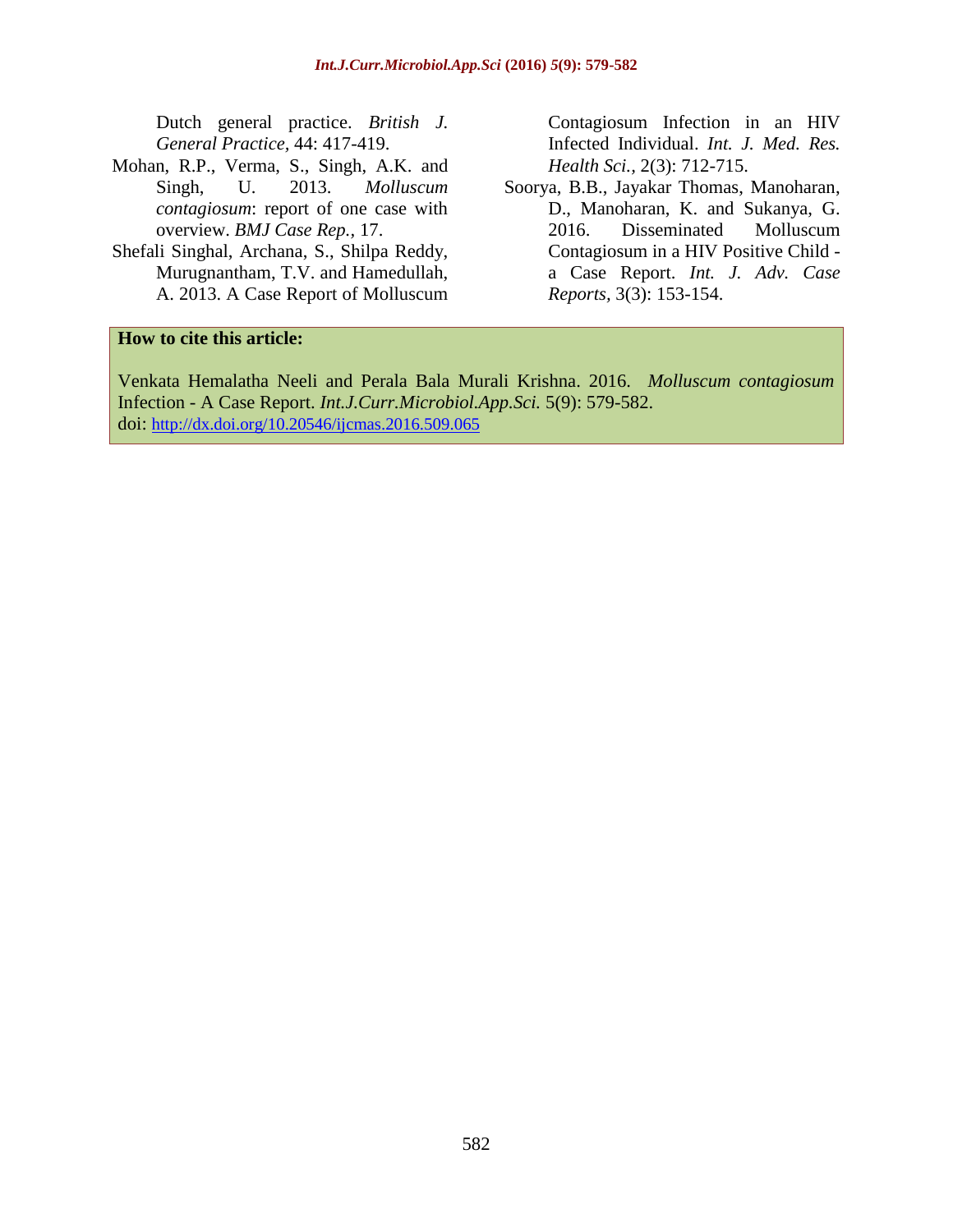Dutch general practice. *British J. General Practice,* 44: 417-419.

Mohan, R.P., Verma, S., Singh, A.K. and Singh, U. 2013. *Molluscum contagiosum*: report of one case with overview. *BMJ Case Rep.*, 17.

Shefali Singhal, Archana, S., Shilpa Reddy, Murugnantham, T.V. and Hamedullah, A. 2013. A Case Report of Molluscum Contagiosum Infection in an HIV Infected Individual. *Int. J. Med. Res. Health Sci.*, 2(3): 712-715.

Soorya, B.B., Jayakar Thomas, Manoharan, D., Manoharan, K. and Sukanya, G. 2016. Disseminated Molluscum Contagiosum in a HIV Positive Child - a Case Report. *Int. J. Adv. Case Reports,* 3(3): 153-154.

**How to cite this article:**

Venkata Hemalatha Neeli and Perala Bala Murali Krishna. 2016. *Molluscum contagiosum* Infection - A Case Report. *Int.J.Curr.Microbiol.App.Sci.* 5(9): 579-582.
doi: http://dx.doi.org/10.20546/ijcmas.2016.509.065